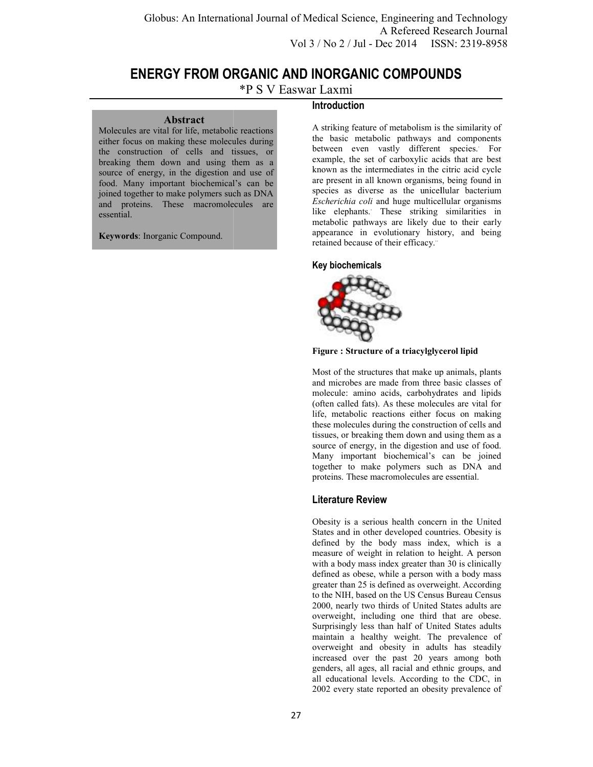# ENERGY FROM ORGANIC AND INORGANIC COMPOUNDS

*P S V Easwar Laxmi

## Abstract

Molecules are vital for life, metabolic reactions either focus on making these molecules during the construction of cells and tissues, or breaking them down and using them as a source of energy, in the digestion and use of food. Many important biochemical's can be joined together to make polymers such as DNA and proteins. These macromolecules are essential.

**Keywords**: Inorganic Compound.

## Introduction

A striking feature of metabolism is the similarity of the basic metabolic pathways and components between even vastly different species. For example, the set of carboxylic acids that are best known as the intermediates in the citric acid cycle are present in all known organisms, being found in species as diverse as the unicellular bacterium *Escherichia coli* and huge multicellular organisms like elephants. These striking similarities in metabolic pathways are likely due to their early appearance in evolutionary history, and being retained because of their efficacy.

## Key biochemicals

**Figure : Structure of a triacylglycerol lipid**

Most of the structures that make up animals, plants and microbes are made from three basic classes of molecule: amino acids, carbohydrates and lipids (often called fats). As these molecules are vital for life, metabolic reactions either focus on making these molecules during the construction of cells and tissues, or breaking them down and using them as a source of energy, in the digestion and use of food. Many important biochemical's can be joined together to make polymers such as DNA and proteins. These macromolecules are essential.

## Literature Review

Obesity is a serious health concern in the United States and in other developed countries. Obesity is defined by the body mass index, which is a measure of weight in relation to height. A person with a body mass index greater than 30 is clinically defined as obese, while a person with a body mass greater than 25 is defined as overweight. According to the NIH, based on the US Census Bureau Census 2000, nearly two thirds of United States adults are overweight, including one third that are obese. Surprisingly less than half of United States adults maintain a healthy weight. The prevalence of overweight and obesity in adults has steadily increased over the past 20 years among both genders, all ages, all racial and ethnic groups, and all educational levels. According to the CDC, in 2002 every state reported an obesity prevalence of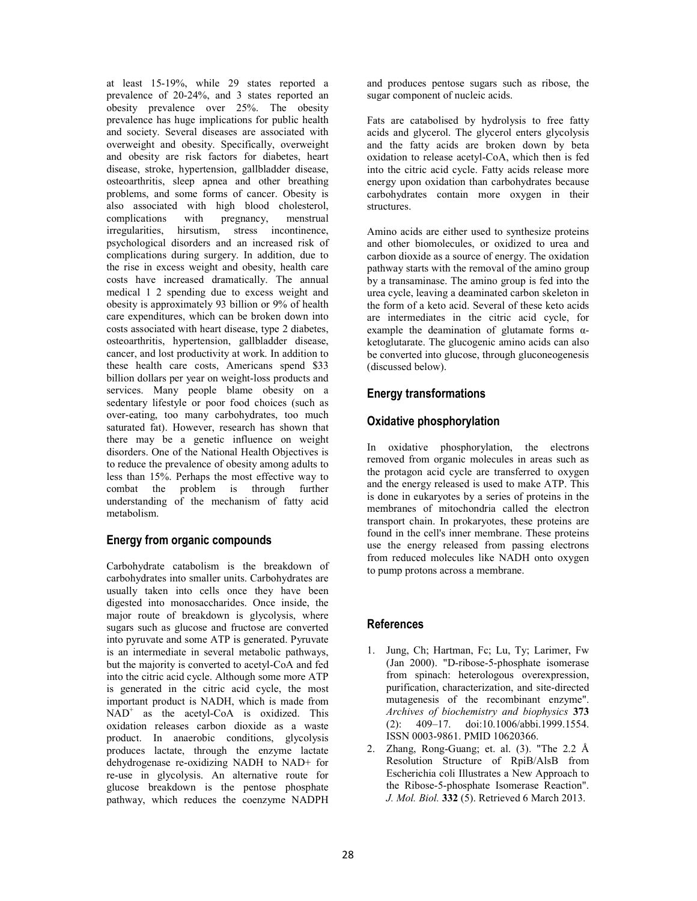at least 15-19%, while 29 states reported a prevalence of 20-24%, and 3 states reported an obesity prevalence over 25%. The obesity prevalence has huge implications for public health and society. Several diseases are associated with overweight and obesity. Specifically, overweight and obesity are risk factors for diabetes, heart disease, stroke, hypertension, gallbladder disease, osteoarthritis, sleep apnea and other breathing problems, and some forms of cancer. Obesity is also associated with high blood cholesterol, complications with pregnancy, menstrual irregularities, hirsutism, stress incontinence, psychological disorders and an increased risk of complications during surgery. In addition, due to the rise in excess weight and obesity, health care costs have increased dramatically. The annual medical 1 2 spending due to excess weight and obesity is approximately 93 billion or 9% of health care expenditures, which can be broken down into costs associated with heart disease, type 2 diabetes, osteoarthritis, hypertension, gallbladder disease, cancer, and lost productivity at work. In addition to these health care costs, Americans spend $33 billion dollars per year on weight-loss products and services. Many people blame obesity on a sedentary lifestyle or poor food choices (such as over-eating, too many carbohydrates, too much saturated fat). However, research has shown that there may be a genetic influence on weight disorders. One of the National Health Objectives is to reduce the prevalence of obesity among adults to less than 15%. Perhaps the most effective way to combat the problem is through further understanding of the mechanism of fatty acid metabolism.

## Energy from organic compounds

Carbohydrate catabolism is the breakdown of carbohydrates into smaller units. Carbohydrates are usually taken into cells once they have been digested into monosaccharides. Once inside, the major route of breakdown is glycolysis, where sugars such as glucose and fructose are converted into pyruvate and some ATP is generated. Pyruvate is an intermediate in several metabolic pathways, but the majority is converted to acetyl-CoA and fed into the citric acid cycle. Although some more ATP is generated in the citric acid cycle, the most important product is NADH, which is made from $NAD^+$ as the acetyl-CoA is oxidized. This oxidation releases carbon dioxide as a waste product. In anaerobic conditions, glycolysis produces lactate, through the enzyme lactate dehydrogenase re-oxidizing NADH to NAD+ for re-use in glycolysis. An alternative route for glucose breakdown is the pentose phosphate pathway, which reduces the coenzyme NADPH and produces pentose sugars such as ribose, the sugar component of nucleic acids.

Fats are catabolised by hydrolysis to free fatty acids and glycerol. The glycerol enters glycolysis and the fatty acids are broken down by beta oxidation to release acetyl-CoA, which then is fed into the citric acid cycle. Fatty acids release more energy upon oxidation than carbohydrates because carbohydrates contain more oxygen in their structures.

Amino acids are either used to synthesize proteins and other biomolecules, or oxidized to urea and carbon dioxide as a source of energy. The oxidation pathway starts with the removal of the amino group by a transaminase. The amino group is fed into the urea cycle, leaving a deaminated carbon skeleton in the form of a keto acid. Several of these keto acids are intermediates in the citric acid cycle, for example the deamination of glutamate forms α-ketoglutarate. The glucogenic amino acids can also be converted into glucose, through gluconeogenesis (discussed below).

## Energy transformations

## Oxidative phosphorylation

In oxidative phosphorylation, the electrons removed from organic molecules in areas such as the protagon acid cycle are transferred to oxygen and the energy released is used to make ATP. This is done in eukaryotes by a series of proteins in the membranes of mitochondria called the electron transport chain. In prokaryotes, these proteins are found in the cell's inner membrane. These proteins use the energy released from passing electrons from reduced molecules like NADH onto oxygen to pump protons across a membrane.

## References

1. Jung, Ch; Hartman, Fc; Lu, Ty; Larimer, Fw (Jan 2000). "D-ribose-5-phosphate isomerase from spinach: heterologous overexpression, purification, characterization, and site-directed mutagenesis of the recombinant enzyme". *Archives of biochemistry and biophysics* **373** (2): 409–17. doi:10.1006/abbi.1999.1554. ISSN 0003-9861. PMID 10620366.
2. Zhang, Rong-Guang; et. al. (3). "The 2.2 Å Resolution Structure of RpiB/AlsB from Escherichia coli Illustrates a New Approach to the Ribose-5-phosphate Isomerase Reaction". *J. Mol. Biol.* **332** (5). Retrieved 6 March 2013.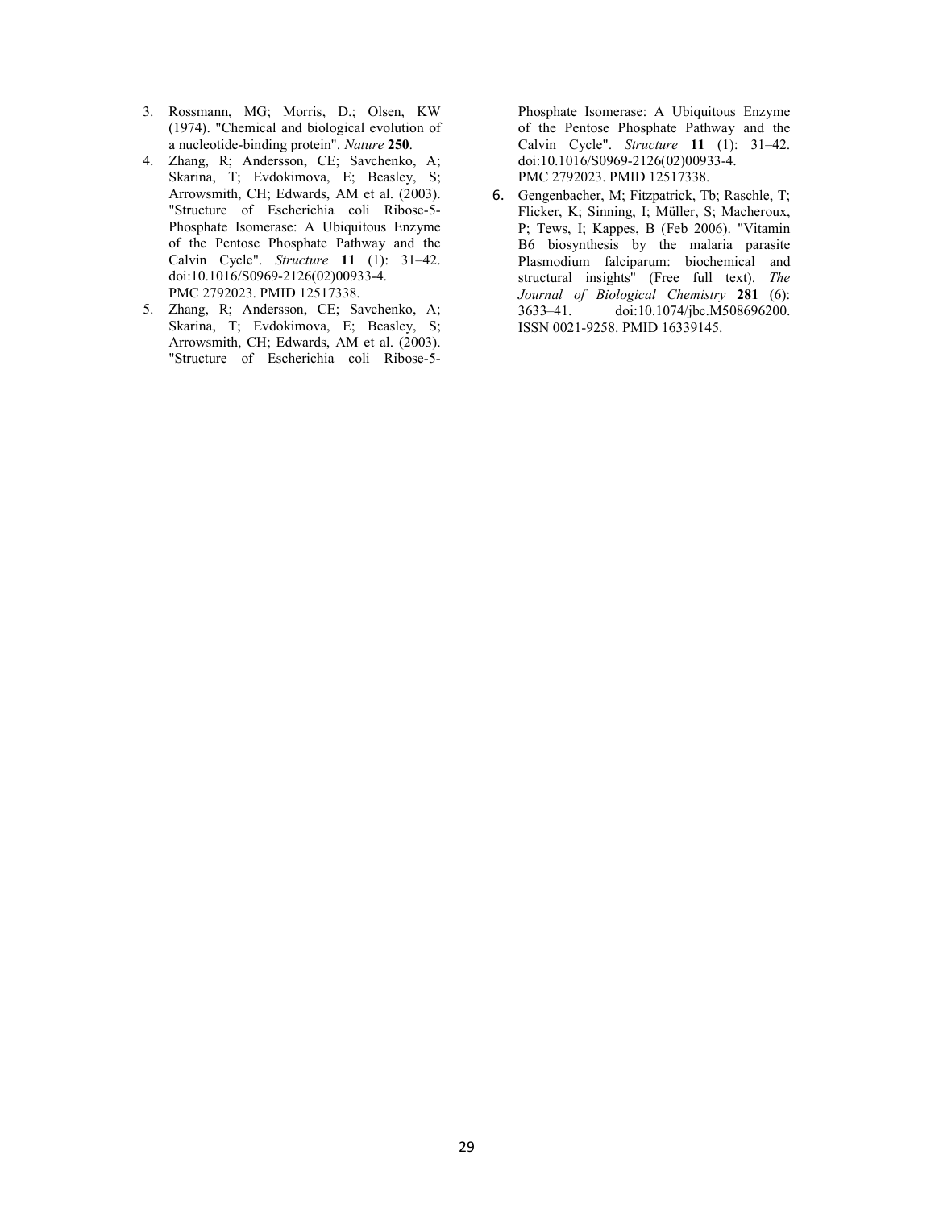3. Rossmann, MG; Morris, D.; Olsen, KW (1974). "Chemical and biological evolution of a nucleotide-binding protein". *Nature* **250**.
4. Zhang, R; Andersson, CE; Savchenko, A; Skarina, T; Evdokimova, E; Beasley, S; Arrowsmith, CH; Edwards, AM et al. (2003). "Structure of Escherichia coli Ribose-5-Phosphate Isomerase: A Ubiquitous Enzyme of the Pentose Phosphate Pathway and the Calvin Cycle". *Structure* **11** (1): 31–42. doi:10.1016/S0969-2126(02)00933-4. PMC 2792023. PMID 12517338.
5. Zhang, R; Andersson, CE; Savchenko, A; Skarina, T; Evdokimova, E; Beasley, S; Arrowsmith, CH; Edwards, AM et al. (2003). "Structure of Escherichia coli Ribose-5-Phosphate Isomerase: A Ubiquitous Enzyme of the Pentose Phosphate Pathway and the Calvin Cycle". *Structure* **11** (1): 31–42. doi:10.1016/S0969-2126(02)00933-4. PMC 2792023. PMID 12517338.
6. Gengenbacher, M; Fitzpatrick, Tb; Raschle, T; Flicker, K; Sinning, I; Müller, S; Macheroux, P; Tews, I; Kappes, B (Feb 2006). "Vitamin B6 biosynthesis by the malaria parasite Plasmodium falciparum: biochemical and structural insights" (Free full text). *The Journal of Biological Chemistry* **281** (6): 3633–41. doi:10.1074/jbc.M508696200. ISSN 0021-9258. PMID 16339145.